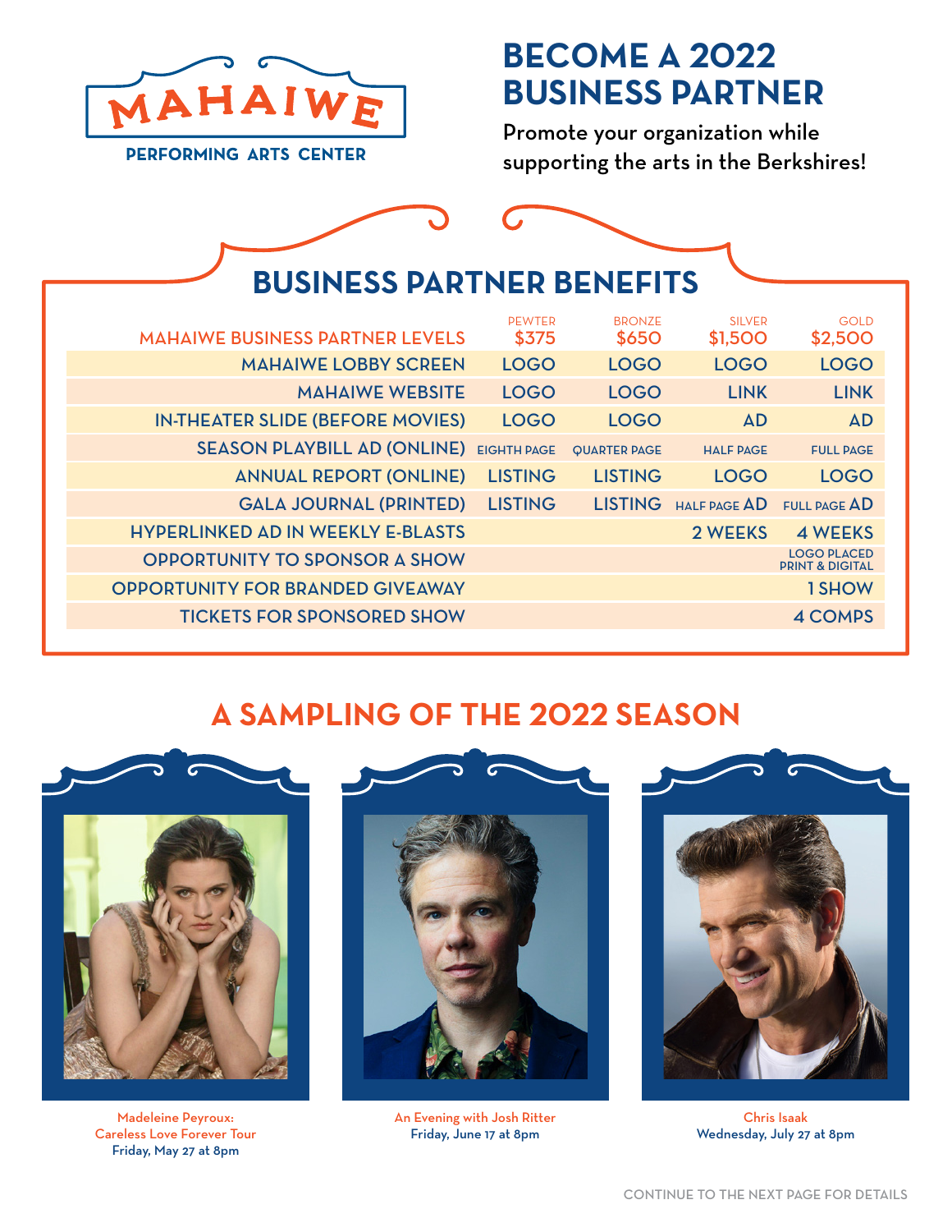MAHAIWE
PERFORMING ARTS CENTER

# BECOME A 2022 BUSINESS PARTNER

Promote your organization while supporting the arts in the Berkshires!

## BUSINESS PARTNER BENEFITS

| MAHAIWE BUSINESS PARTNER LEVELS | PEWTER $375 | BRONZE $650 | SILVER $1,500 | GOLD $2,500 |
|---|---|---|---|---|
| MAHAIWE LOBBY SCREEN | LOGO | LOGO | LOGO | LOGO |
| MAHAIWE WEBSITE | LOGO | LOGO | LINK | LINK |
| IN-THEATER SLIDE (BEFORE MOVIES) | LOGO | LOGO | AD | AD |
| SEASON PLAYBILL AD (ONLINE) | EIGHTH PAGE | QUARTER PAGE | HALF PAGE | FULL PAGE |
| ANNUAL REPORT (ONLINE) | LISTING | LISTING | LOGO | LOGO |
| GALA JOURNAL (PRINTED) | LISTING | LISTING | HALF PAGE AD | FULL PAGE AD |
| HYPERLINKED AD IN WEEKLY E-BLASTS | | | 2 WEEKS | 4 WEEKS |
| OPPORTUNITY TO SPONSOR A SHOW | | | | LOGO PLACED PRINT & DIGITAL |
| OPPORTUNITY FOR BRANDED GIVEAWAY | | | | 1 SHOW |
| TICKETS FOR SPONSORED SHOW | | | | 4 COMPS |

## A SAMPLING OF THE 2022 SEASON

Madeleine Peyroux: Careless Love Forever Tour
Friday, May 27 at 8pm

An Evening with Josh Ritter
Friday, June 17 at 8pm

Chris Isaak
Wednesday, July 27 at 8pm

CONTINUE TO THE NEXT PAGE FOR DETAILS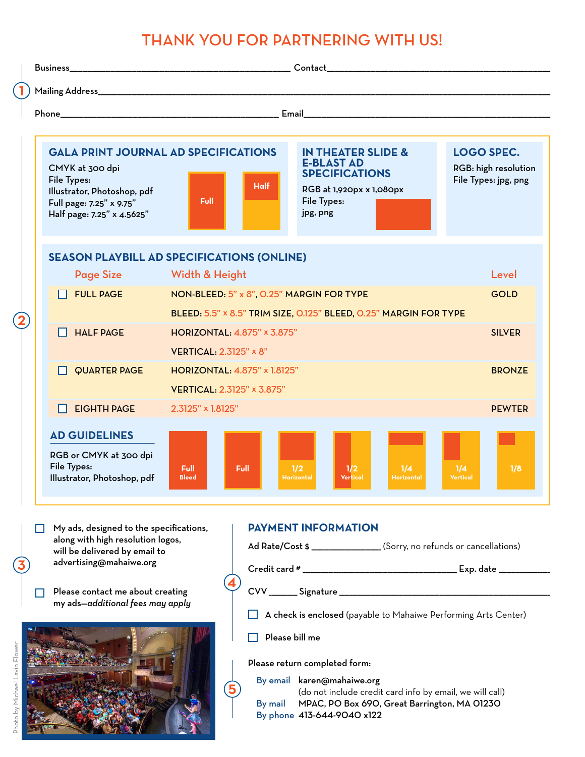# THANK YOU FOR PARTNERING WITH US!

**1**

Business_______________________________ Contact_______________________________

Mailing Address_______________________________________________________________

Phone_______________________________ Email_______________________________

**2**

## GALA PRINT JOURNAL AD SPECIFICATIONS

CMYK at 300 dpi
File Types:
Illustrator, Photoshop, pdf
Full page: 7.25" x 9.75"
Half page: 7.25" x 4.5625"

Full
Half

## IN THEATER SLIDE & E-BLAST AD SPECIFICATIONS

RGB at 1,920px x 1,080px
File Types:
jpg, png

## LOGO SPEC.

RGB: high resolution
File Types: jpg, png

## SEASON PLAYBILL AD SPECIFICATIONS (ONLINE)

| Page Size | Width & Height | Level |
|---|---|---|
| ☐ FULL PAGE | NON-BLEED: 5" x 8", 0.25" MARGIN FOR TYPE | GOLD |
| | BLEED: 5.5" x 8.5" TRIM SIZE, 0.125" BLEED, 0.25" MARGIN FOR TYPE | |
| ☐ HALF PAGE | HORIZONTAL: 4.875" x 3.875" | SILVER |
| | VERTICAL: 2.3125" x 8" | |
| ☐ QUARTER PAGE | HORIZONTAL: 4.875" x 1.8125" | BRONZE |
| | VERTICAL: 2.3125" x 3.875" | |
| ☐ EIGHTH PAGE | 2.3125" x 1.8125" | PEWTER |

## AD GUIDELINES

RGB or CMYK at 300 dpi
File Types:
Illustrator, Photoshop, pdf

Full Bleed
Full
1/2 Horizontal
1/2 Vertical
1/4 Horizontal
1/4 Vertical
1/8

**3**

☐ My ads, designed to the specifications, along with high resolution logos, will be delivered by email to advertising@mahaiwe.org

☐ Please contact me about creating my ads—*additional fees may apply*

Photo by Michael Lavin Flower

**4**

## PAYMENT INFORMATION

Ad Rate/Cost $ ____________ (Sorry, no refunds or cancellations)

Credit card # ____________________________ Exp. date __________

CVV ______ Signature ________________________________________

☐ **A check is enclosed** (payable to Mahaiwe Performing Arts Center)

☐ **Please bill me**

**5**

Please return completed form:

By email karen@mahaiwe.org
(do not include credit card info by email, we will call)
By mail MPAC, PO Box 690, Great Barrington, MA 01230
By phone 413-644-9040 x122